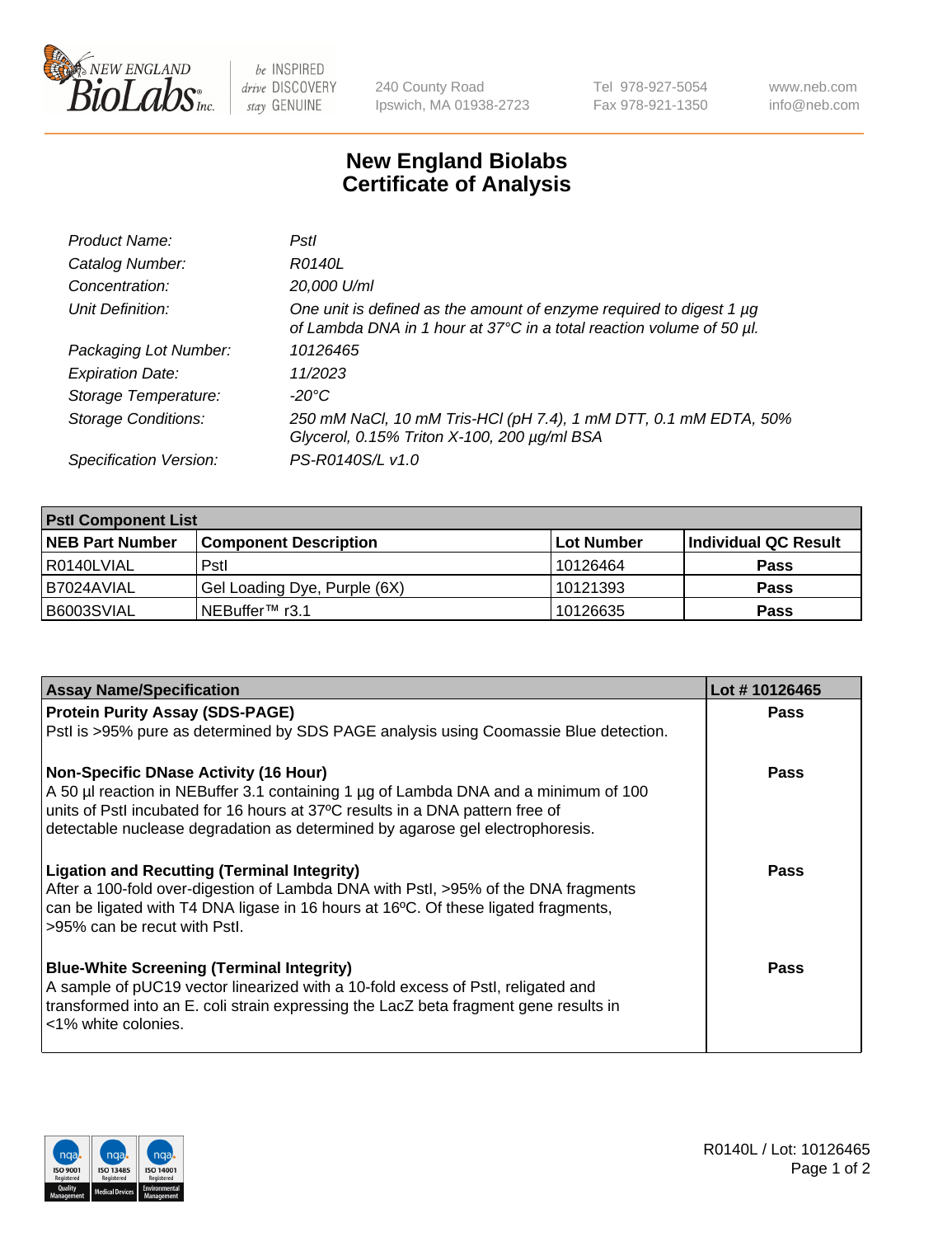New England BioLabs Inc. — be INSPIRED drive DISCOVERY stay GENUINE

240 County Road
Ipswich, MA 01938-2723

Tel 978-927-5054
Fax 978-921-1350

www.neb.com
info@neb.com

# New England Biolabs
# Certificate of Analysis

| | |
|---|---|
| *Product Name:* | *PstI* |
| *Catalog Number:* | *R0140L* |
| *Concentration:* | *20,000 U/ml* |
| *Unit Definition:* | *One unit is defined as the amount of enzyme required to digest 1 µg of Lambda DNA in 1 hour at 37°C in a total reaction volume of 50 µl.* |
| *Packaging Lot Number:* | *10126465* |
| *Expiration Date:* | *11/2023* |
| *Storage Temperature:* | *-20°C* |
| *Storage Conditions:* | *250 mM NaCl, 10 mM Tris-HCl (pH 7.4), 1 mM DTT, 0.1 mM EDTA, 50% Glycerol, 0.15% Triton X-100, 200 µg/ml BSA* |
| *Specification Version:* | *PS-R0140S/L v1.0* |

**PstI Component List**

| NEB Part Number | Component Description | Lot Number | Individual QC Result |
|---|---|---|---|
| R0140LVIAL | PstI | 10126464 | **Pass** |
| B7024AVIAL | Gel Loading Dye, Purple (6X) | 10121393 | **Pass** |
| B6003SVIAL | NEBuffer™ r3.1 | 10126635 | **Pass** |

| Assay Name/Specification | Lot # 10126465 |
|---|---|
| **Protein Purity Assay (SDS-PAGE)**<br>PstI is >95% pure as determined by SDS PAGE analysis using Coomassie Blue detection. | **Pass** |
| **Non-Specific DNase Activity (16 Hour)**<br>A 50 µl reaction in NEBuffer 3.1 containing 1 µg of Lambda DNA and a minimum of 100 units of PstI incubated for 16 hours at 37ºC results in a DNA pattern free of detectable nuclease degradation as determined by agarose gel electrophoresis. | **Pass** |
| **Ligation and Recutting (Terminal Integrity)**<br>After a 100-fold over-digestion of Lambda DNA with PstI, >95% of the DNA fragments can be ligated with T4 DNA ligase in 16 hours at 16ºC. Of these ligated fragments, >95% can be recut with PstI. | **Pass** |
| **Blue-White Screening (Terminal Integrity)**<br>A sample of pUC19 vector linearized with a 10-fold excess of PstI, religated and transformed into an E. coli strain expressing the LacZ beta fragment gene results in <1% white colonies. | **Pass** |

R0140L / Lot: 10126465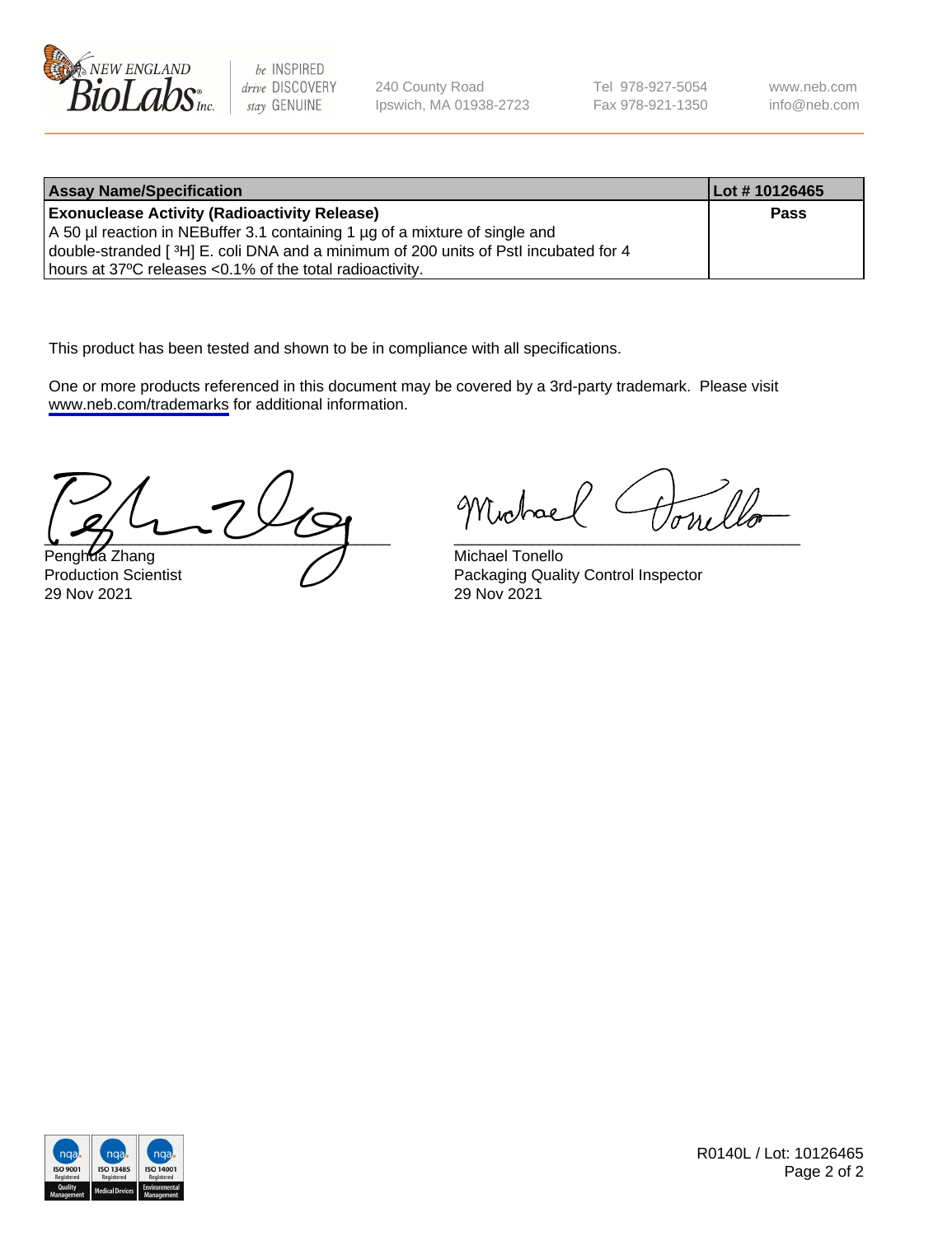| Assay Name/Specification | Lot # 10126465 |
|---|---|
| **Exonuclease Activity (Radioactivity Release)**<br>A 50 µl reaction in NEBuffer 3.1 containing 1 µg of a mixture of single and double-stranded [ $^3$H] E. coli DNA and a minimum of 200 units of PstI incubated for 4 hours at 37ºC releases <0.1% of the total radioactivity. | **Pass** |

This product has been tested and shown to be in compliance with all specifications.

One or more products referenced in this document may be covered by a 3rd-party trademark. Please visit www.neb.com/trademarks for additional information.

Penghua Zhang
Production Scientist
29 Nov 2021

Michael Tonello
Packaging Quality Control Inspector
29 Nov 2021

R0140L / Lot: 10126465